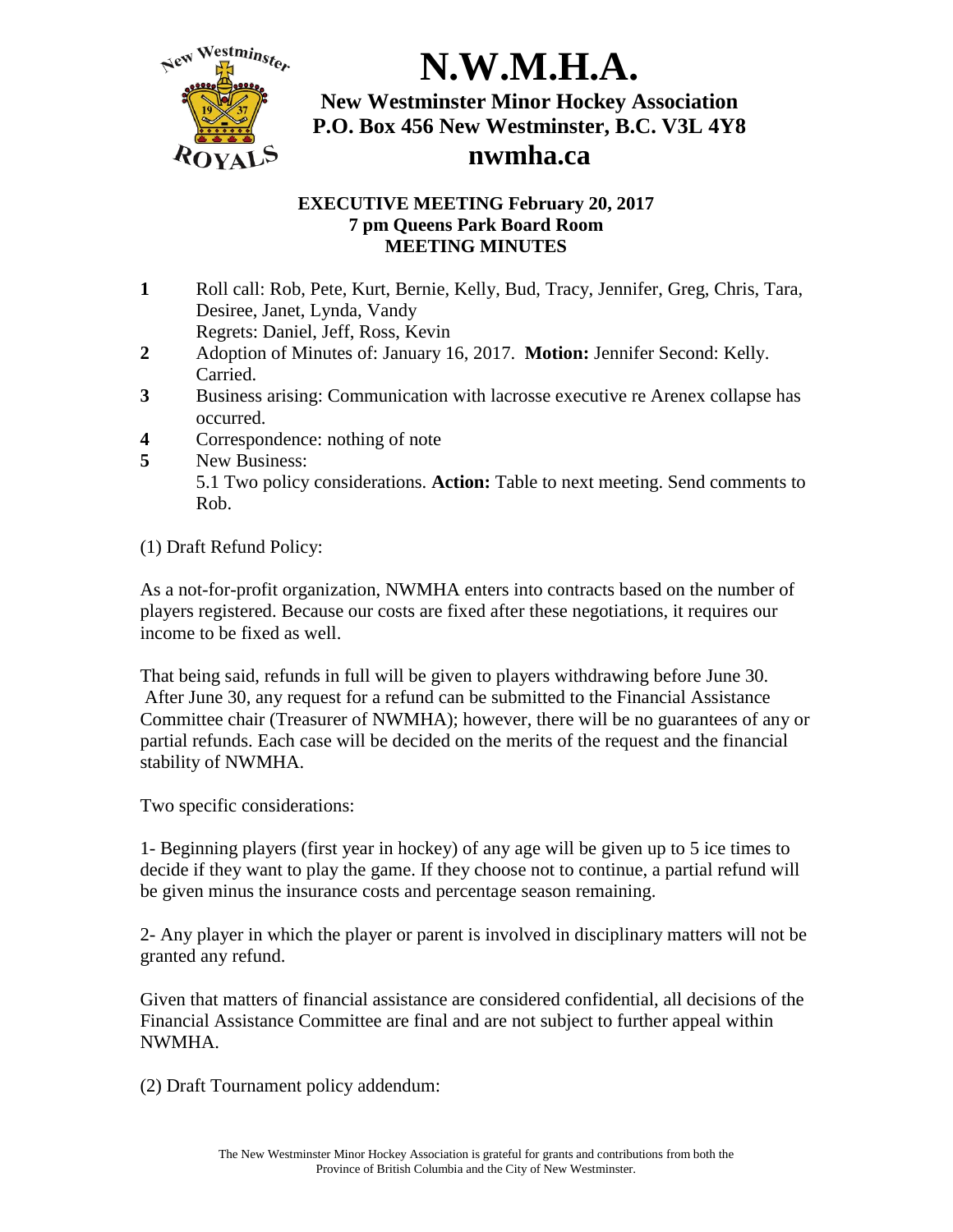# N.W.M.H.A.

**New Westminster Minor Hockey Association**
**P.O. Box 456 New Westminster, B.C. V3L 4Y8**
**nwmha.ca**

**EXECUTIVE MEETING February 20, 2017**
**7 pm Queens Park Board Room**
**MEETING MINUTES**

1. Roll call: Rob, Pete, Kurt, Bernie, Kelly, Bud, Tracy, Jennifer, Greg, Chris, Tara, Desiree, Janet, Lynda, Vandy
   Regrets: Daniel, Jeff, Ross, Kevin
2. Adoption of Minutes of: January 16, 2017. **Motion:** Jennifer Second: Kelly. Carried.
3. Business arising: Communication with lacrosse executive re Arenex collapse has occurred.
4. Correspondence: nothing of note
5. New Business:
   5.1 Two policy considerations. **Action:** Table to next meeting. Send comments to Rob.

(1) Draft Refund Policy:

As a not-for-profit organization, NWMHA enters into contracts based on the number of players registered. Because our costs are fixed after these negotiations, it requires our income to be fixed as well.

That being said, refunds in full will be given to players withdrawing before June 30. After June 30, any request for a refund can be submitted to the Financial Assistance Committee chair (Treasurer of NWMHA); however, there will be no guarantees of any or partial refunds. Each case will be decided on the merits of the request and the financial stability of NWMHA.

Two specific considerations:

1- Beginning players (first year in hockey) of any age will be given up to 5 ice times to decide if they want to play the game. If they choose not to continue, a partial refund will be given minus the insurance costs and percentage season remaining.

2- Any player in which the player or parent is involved in disciplinary matters will not be granted any refund.

Given that matters of financial assistance are considered confidential, all decisions of the Financial Assistance Committee are final and are not subject to further appeal within NWMHA.

(2) Draft Tournament policy addendum:

The New Westminster Minor Hockey Association is grateful for grants and contributions from both the Province of British Columbia and the City of New Westminster.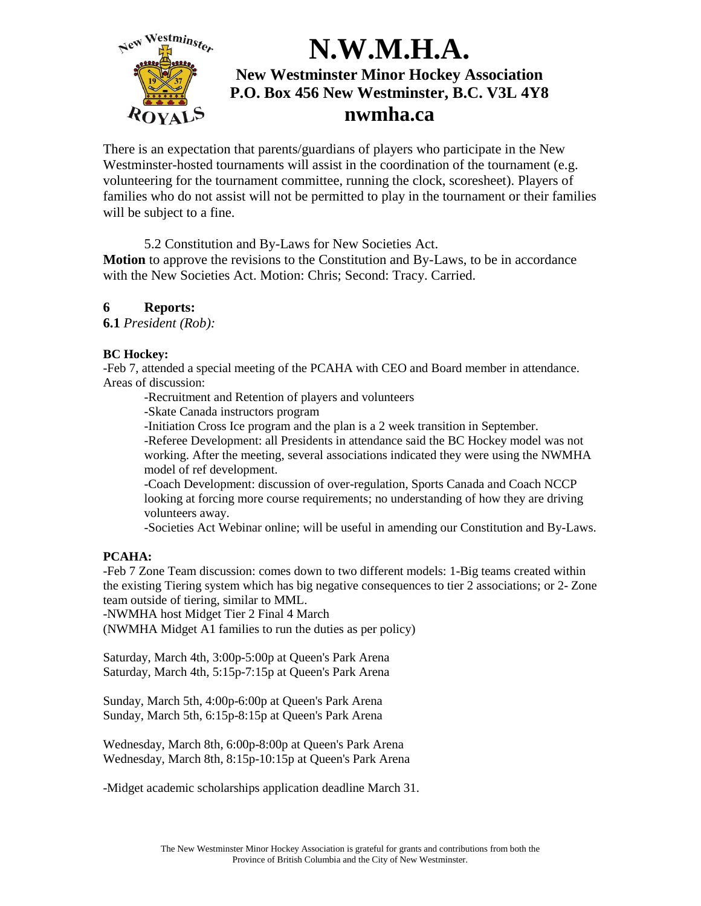There is an expectation that parents/guardians of players who participate in the New Westminster-hosted tournaments will assist in the coordination of the tournament (e.g. volunteering for the tournament committee, running the clock, scoresheet). Players of families who do not assist will not be permitted to play in the tournament or their families will be subject to a fine.

5.2 Constitution and By-Laws for New Societies Act.

**Motion** to approve the revisions to the Constitution and By-Laws, to be in accordance with the New Societies Act. Motion: Chris; Second: Tracy. Carried.

## 6 Reports:

**6.1** *President (Rob):*

**BC Hockey:**

-Feb 7, attended a special meeting of the PCAHA with CEO and Board member in attendance. Areas of discussion:

-Recruitment and Retention of players and volunteers
-Skate Canada instructors program
-Initiation Cross Ice program and the plan is a 2 week transition in September.
-Referee Development: all Presidents in attendance said the BC Hockey model was not working. After the meeting, several associations indicated they were using the NWMHA model of ref development.
-Coach Development: discussion of over-regulation, Sports Canada and Coach NCCP looking at forcing more course requirements; no understanding of how they are driving volunteers away.
-Societies Act Webinar online; will be useful in amending our Constitution and By-Laws.

**PCAHA:**

-Feb 7 Zone Team discussion: comes down to two different models: 1-Big teams created within the existing Tiering system which has big negative consequences to tier 2 associations; or 2- Zone team outside of tiering, similar to MML.
-NWMHA host Midget Tier 2 Final 4 March
(NWMHA Midget A1 families to run the duties as per policy)

Saturday, March 4th, 3:00p-5:00p at Queen's Park Arena
Saturday, March 4th, 5:15p-7:15p at Queen's Park Arena

Sunday, March 5th, 4:00p-6:00p at Queen's Park Arena
Sunday, March 5th, 6:15p-8:15p at Queen's Park Arena

Wednesday, March 8th, 6:00p-8:00p at Queen's Park Arena
Wednesday, March 8th, 8:15p-10:15p at Queen's Park Arena

-Midget academic scholarships application deadline March 31.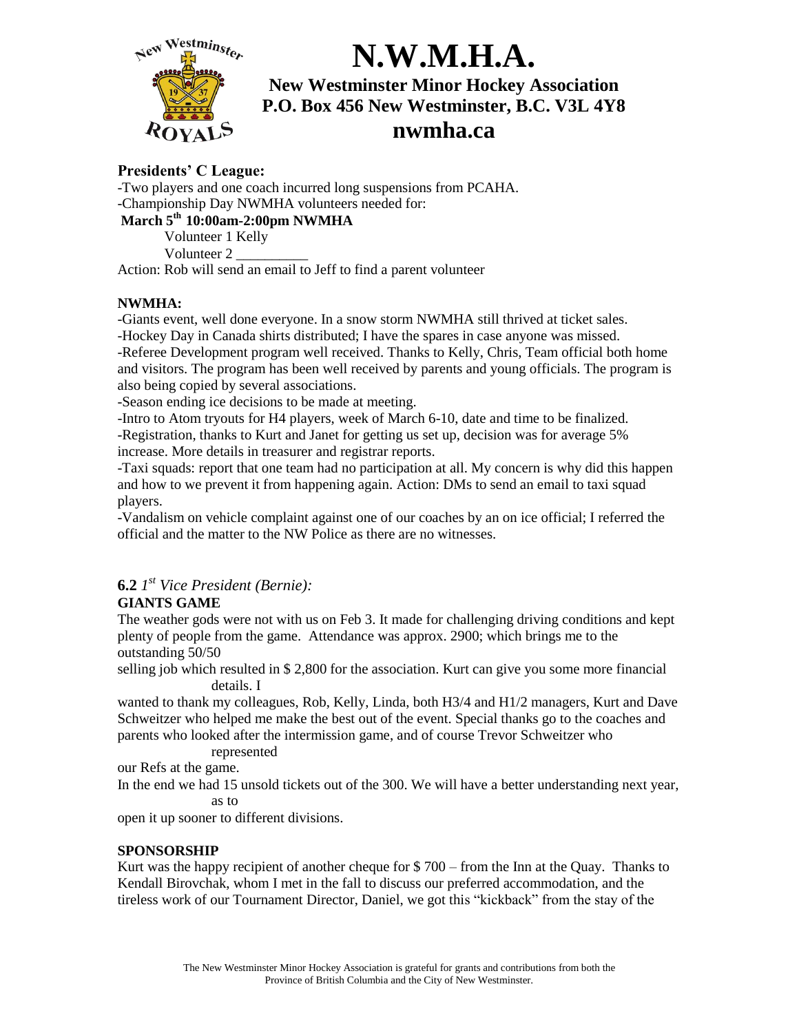# N.W.M.H.A.

**New Westminster Minor Hockey Association**
**P.O. Box 456 New Westminster, B.C. V3L 4Y8**
**nwmha.ca**

**Presidents' C League:**

-Two players and one coach incurred long suspensions from PCAHA.
-Championship Day NWMHA volunteers needed for:

**March 5th 10:00am-2:00pm NWMHA**

Volunteer 1 Kelly
Volunteer 2 __________

Action: Rob will send an email to Jeff to find a parent volunteer

**NWMHA:**

-Giants event, well done everyone. In a snow storm NWMHA still thrived at ticket sales.
-Hockey Day in Canada shirts distributed; I have the spares in case anyone was missed.
-Referee Development program well received. Thanks to Kelly, Chris, Team official both home and visitors. The program has been well received by parents and young officials. The program is also being copied by several associations.
-Season ending ice decisions to be made at meeting.
-Intro to Atom tryouts for H4 players, week of March 6-10, date and time to be finalized.
-Registration, thanks to Kurt and Janet for getting us set up, decision was for average 5% increase. More details in treasurer and registrar reports.
-Taxi squads: report that one team had no participation at all. My concern is why did this happen and how to we prevent it from happening again. Action: DMs to send an email to taxi squad players.
-Vandalism on vehicle complaint against one of our coaches by an on ice official; I referred the official and the matter to the NW Police as there are no witnesses.

### 6.2 *1st Vice President (Bernie):*

**GIANTS GAME**

The weather gods were not with us on Feb 3. It made for challenging driving conditions and kept plenty of people from the game. Attendance was approx. 2900; which brings me to the outstanding 50/50 selling job which resulted in $ 2,800 for the association. Kurt can give you some more financial details. I wanted to thank my colleagues, Rob, Kelly, Linda, both H3/4 and H1/2 managers, Kurt and Dave Schweitzer who helped me make the best out of the event. Special thanks go to the coaches and parents who looked after the intermission game, and of course Trevor Schweitzer who represented our Refs at the game.

In the end we had 15 unsold tickets out of the 300. We will have a better understanding next year, as to open it up sooner to different divisions.

**SPONSORSHIP**

Kurt was the happy recipient of another cheque for $ 700 – from the Inn at the Quay. Thanks to Kendall Birovchak, whom I met in the fall to discuss our preferred accommodation, and the tireless work of our Tournament Director, Daniel, we got this "kickback" from the stay of the

The New Westminster Minor Hockey Association is grateful for grants and contributions from both the Province of British Columbia and the City of New Westminster.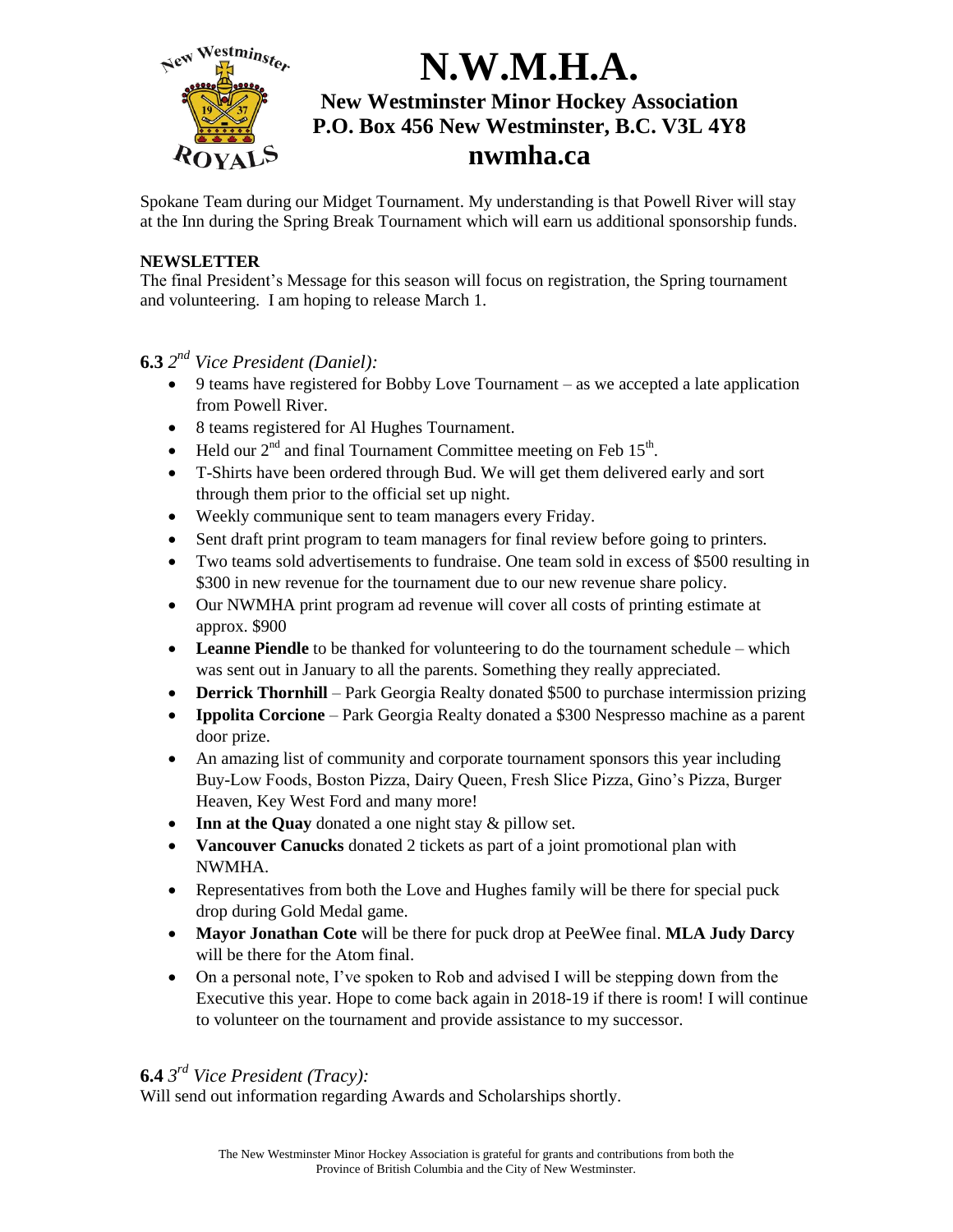Spokane Team during our Midget Tournament. My understanding is that Powell River will stay at the Inn during the Spring Break Tournament which will earn us additional sponsorship funds.

**NEWSLETTER**

The final President's Message for this season will focus on registration, the Spring tournament and volunteering. I am hoping to release March 1.

**6.3** *2nd Vice President (Daniel):*

- 9 teams have registered for Bobby Love Tournament – as we accepted a late application from Powell River.
- 8 teams registered for Al Hughes Tournament.
- Held our 2nd and final Tournament Committee meeting on Feb 15th.
- T-Shirts have been ordered through Bud. We will get them delivered early and sort through them prior to the official set up night.
- Weekly communique sent to team managers every Friday.
- Sent draft print program to team managers for final review before going to printers.
- Two teams sold advertisements to fundraise. One team sold in excess of $500 resulting in $300 in new revenue for the tournament due to our new revenue share policy.
- Our NWMHA print program ad revenue will cover all costs of printing estimate at approx. $900
- **Leanne Piendle** to be thanked for volunteering to do the tournament schedule – which was sent out in January to all the parents. Something they really appreciated.
- **Derrick Thornhill** – Park Georgia Realty donated $500 to purchase intermission prizing
- **Ippolita Corcione** – Park Georgia Realty donated a $300 Nespresso machine as a parent door prize.
- An amazing list of community and corporate tournament sponsors this year including Buy-Low Foods, Boston Pizza, Dairy Queen, Fresh Slice Pizza, Gino's Pizza, Burger Heaven, Key West Ford and many more!
- **Inn at the Quay** donated a one night stay & pillow set.
- **Vancouver Canucks** donated 2 tickets as part of a joint promotional plan with NWMHA.
- Representatives from both the Love and Hughes family will be there for special puck drop during Gold Medal game.
- **Mayor Jonathan Cote** will be there for puck drop at PeeWee final. **MLA Judy Darcy** will be there for the Atom final.
- On a personal note, I've spoken to Rob and advised I will be stepping down from the Executive this year. Hope to come back again in 2018-19 if there is room! I will continue to volunteer on the tournament and provide assistance to my successor.

**6.4** *3rd Vice President (Tracy):*

Will send out information regarding Awards and Scholarships shortly.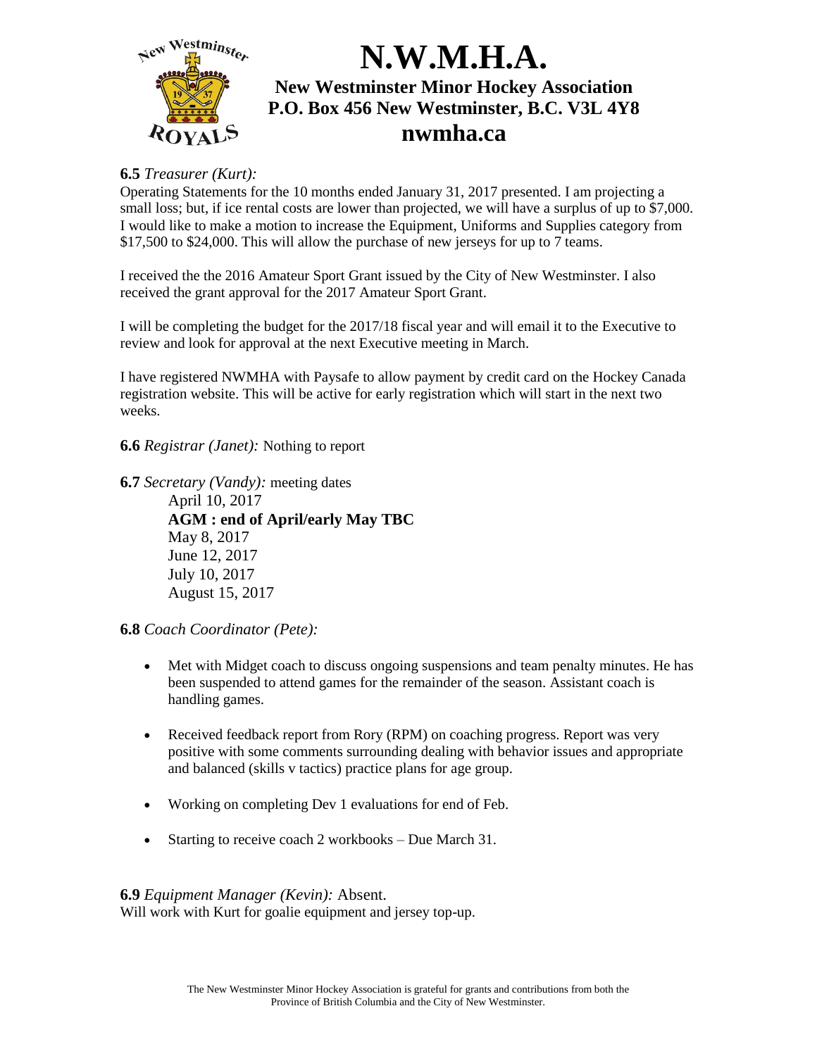**6.5** *Treasurer (Kurt):*
Operating Statements for the 10 months ended January 31, 2017 presented. I am projecting a small loss; but, if ice rental costs are lower than projected, we will have a surplus of up to $7,000. I would like to make a motion to increase the Equipment, Uniforms and Supplies category from $17,500 to $24,000. This will allow the purchase of new jerseys for up to 7 teams.

I received the the 2016 Amateur Sport Grant issued by the City of New Westminster. I also received the grant approval for the 2017 Amateur Sport Grant.

I will be completing the budget for the 2017/18 fiscal year and will email it to the Executive to review and look for approval at the next Executive meeting in March.

I have registered NWMHA with Paysafe to allow payment by credit card on the Hockey Canada registration website. This will be active for early registration which will start in the next two weeks.

**6.6** *Registrar (Janet):* Nothing to report

**6.7** *Secretary (Vandy):* meeting dates

April 10, 2017
**AGM : end of April/early May TBC**
May 8, 2017
June 12, 2017
July 10, 2017
August 15, 2017

**6.8** *Coach Coordinator (Pete):*

- Met with Midget coach to discuss ongoing suspensions and team penalty minutes. He has been suspended to attend games for the remainder of the season. Assistant coach is handling games.
- Received feedback report from Rory (RPM) on coaching progress. Report was very positive with some comments surrounding dealing with behavior issues and appropriate and balanced (skills v tactics) practice plans for age group.
- Working on completing Dev 1 evaluations for end of Feb.
- Starting to receive coach 2 workbooks – Due March 31.

**6.9** *Equipment Manager (Kevin):* Absent.
Will work with Kurt for goalie equipment and jersey top-up.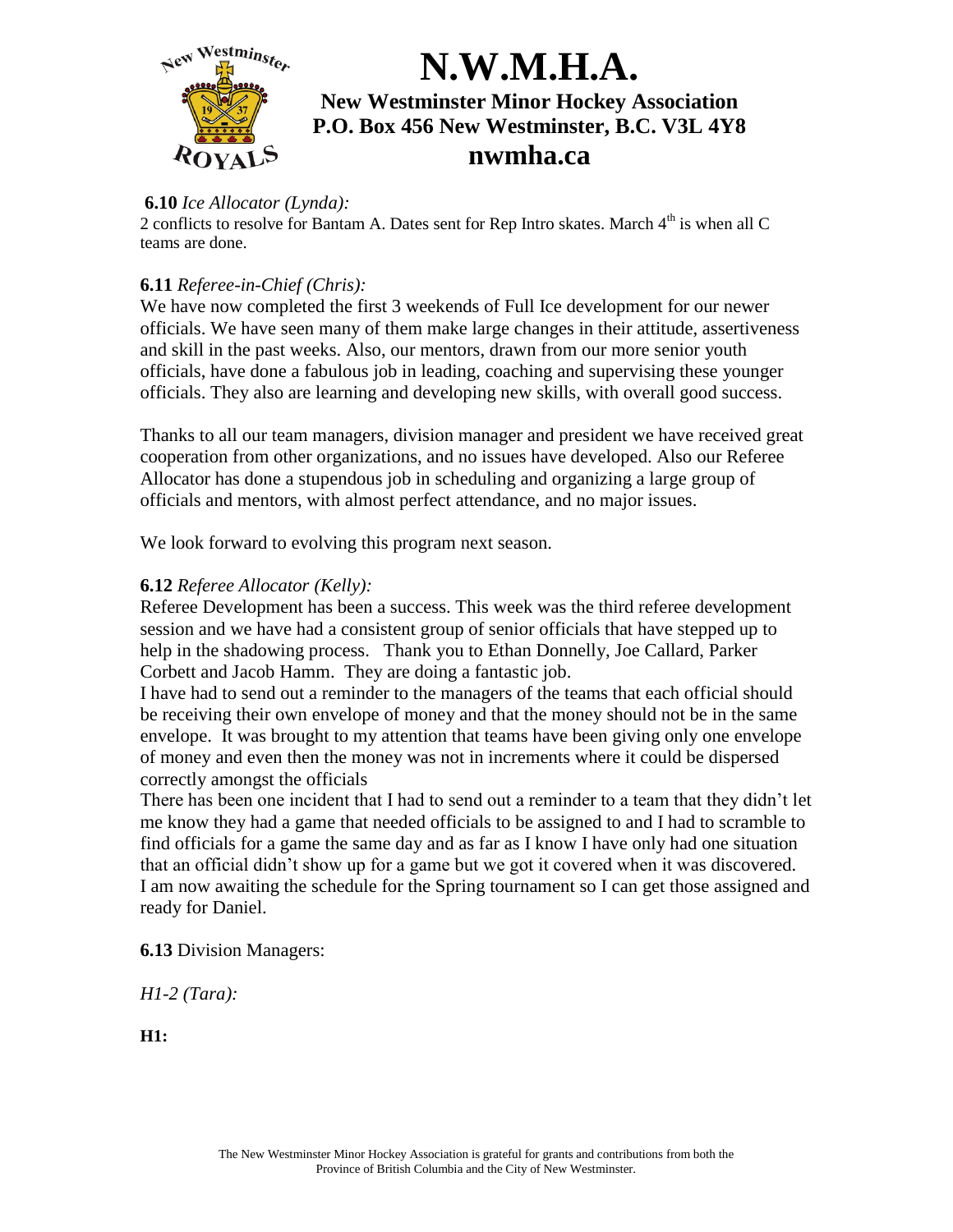**6.10** *Ice Allocator (Lynda):*
2 conflicts to resolve for Bantam A. Dates sent for Rep Intro skates. March 4th is when all C teams are done.

**6.11** *Referee-in-Chief (Chris):*
We have now completed the first 3 weekends of Full Ice development for our newer officials. We have seen many of them make large changes in their attitude, assertiveness and skill in the past weeks. Also, our mentors, drawn from our more senior youth officials, have done a fabulous job in leading, coaching and supervising these younger officials. They also are learning and developing new skills, with overall good success.

Thanks to all our team managers, division manager and president we have received great cooperation from other organizations, and no issues have developed. Also our Referee Allocator has done a stupendous job in scheduling and organizing a large group of officials and mentors, with almost perfect attendance, and no major issues.

We look forward to evolving this program next season.

**6.12** *Referee Allocator (Kelly):*
Referee Development has been a success. This week was the third referee development session and we have had a consistent group of senior officials that have stepped up to help in the shadowing process. Thank you to Ethan Donnelly, Joe Callard, Parker Corbett and Jacob Hamm. They are doing a fantastic job.
I have had to send out a reminder to the managers of the teams that each official should be receiving their own envelope of money and that the money should not be in the same envelope. It was brought to my attention that teams have been giving only one envelope of money and even then the money was not in increments where it could be dispersed correctly amongst the officials
There has been one incident that I had to send out a reminder to a team that they didn't let me know they had a game that needed officials to be assigned to and I had to scramble to find officials for a game the same day and as far as I know I have only had one situation that an official didn't show up for a game but we got it covered when it was discovered.
I am now awaiting the schedule for the Spring tournament so I can get those assigned and ready for Daniel.

**6.13** Division Managers:

*H1-2 (Tara):*

**H1:**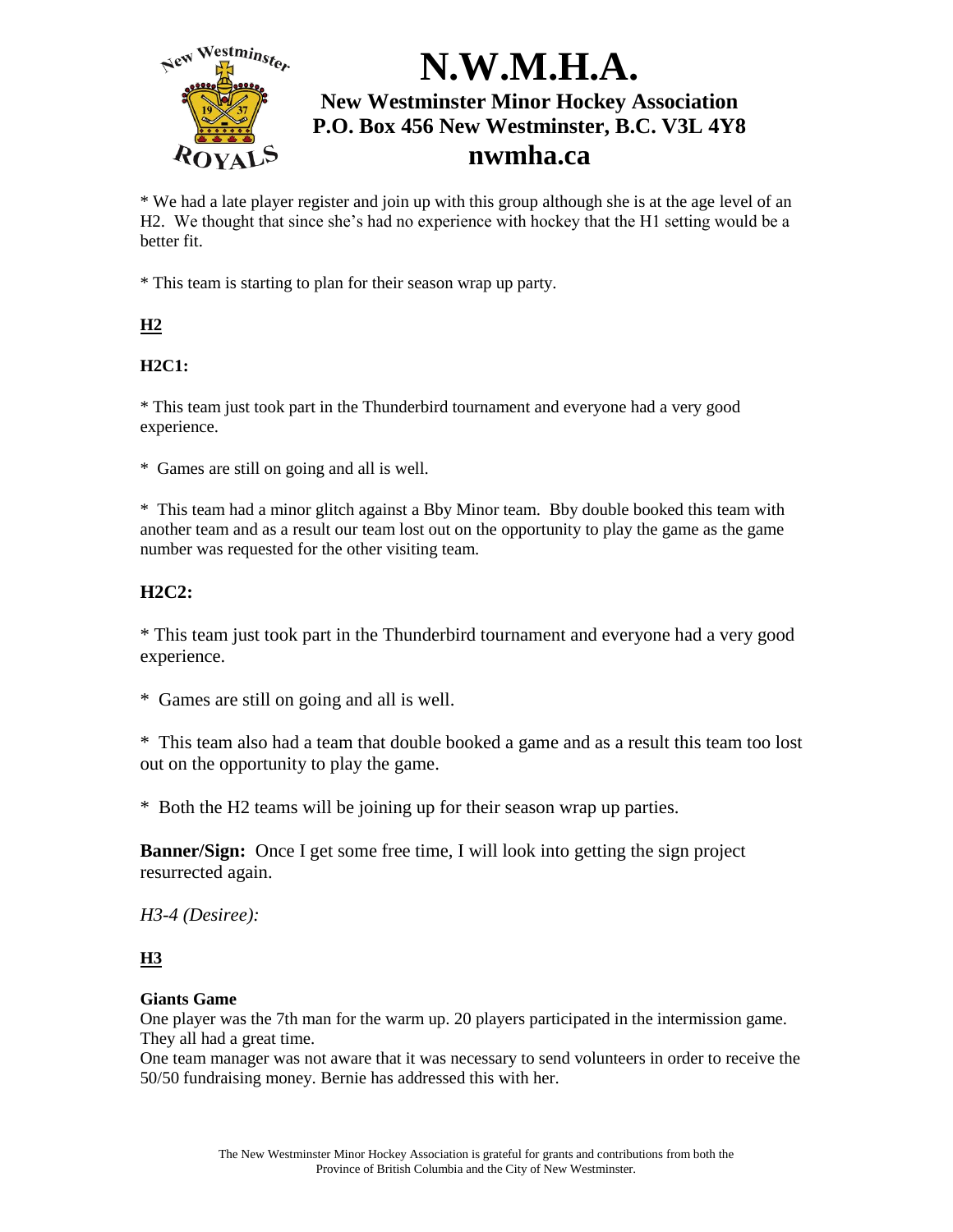# N.W.M.H.A.

**New Westminster Minor Hockey Association**
**P.O. Box 456 New Westminster, B.C. V3L 4Y8**
**nwmha.ca**

* We had a late player register and join up with this group although she is at the age level of an H2. We thought that since she's had no experience with hockey that the H1 setting would be a better fit.

* This team is starting to plan for their season wrap up party.

**H2**

**H2C1:**

* This team just took part in the Thunderbird tournament and everyone had a very good experience.

* Games are still on going and all is well.

* This team had a minor glitch against a Bby Minor team. Bby double booked this team with another team and as a result our team lost out on the opportunity to play the game as the game number was requested for the other visiting team.

**H2C2:**

* This team just took part in the Thunderbird tournament and everyone had a very good experience.

* Games are still on going and all is well.

* This team also had a team that double booked a game and as a result this team too lost out on the opportunity to play the game.

* Both the H2 teams will be joining up for their season wrap up parties.

**Banner/Sign:** Once I get some free time, I will look into getting the sign project resurrected again.

*H3-4 (Desiree):*

**H3**

**Giants Game**
One player was the 7th man for the warm up. 20 players participated in the intermission game. They all had a great time.
One team manager was not aware that it was necessary to send volunteers in order to receive the 50/50 fundraising money. Bernie has addressed this with her.

The New Westminster Minor Hockey Association is grateful for grants and contributions from both the Province of British Columbia and the City of New Westminster.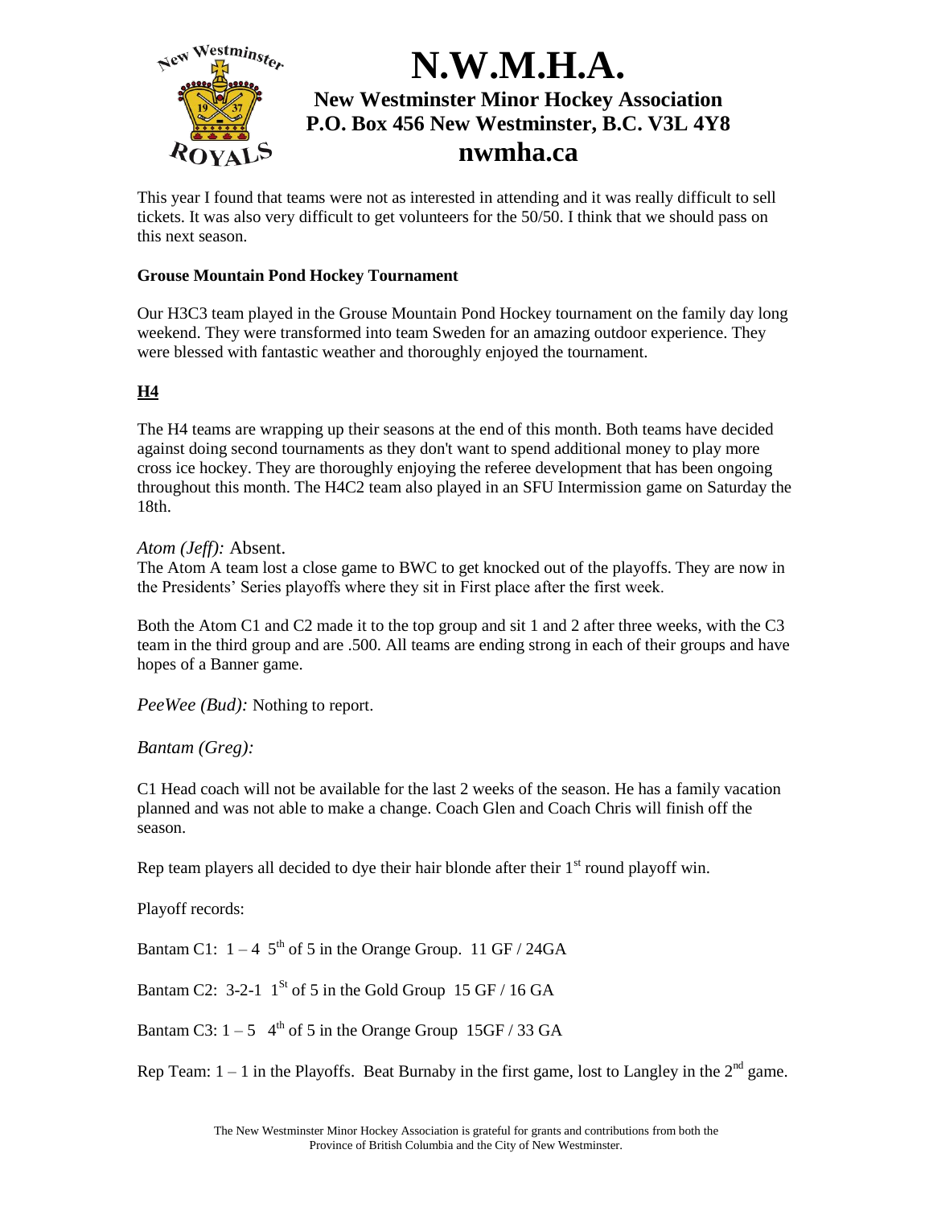# N.W.M.H.A.

**New Westminster Minor Hockey Association**
**P.O. Box 456 New Westminster, B.C. V3L 4Y8**
**nwmha.ca**

This year I found that teams were not as interested in attending and it was really difficult to sell tickets. It was also very difficult to get volunteers for the 50/50. I think that we should pass on this next season.

**Grouse Mountain Pond Hockey Tournament**

Our H3C3 team played in the Grouse Mountain Pond Hockey tournament on the family day long weekend. They were transformed into team Sweden for an amazing outdoor experience. They were blessed with fantastic weather and thoroughly enjoyed the tournament.

**<u>H4</u>**

The H4 teams are wrapping up their seasons at the end of this month. Both teams have decided against doing second tournaments as they don't want to spend additional money to play more cross ice hockey. They are thoroughly enjoying the referee development that has been ongoing throughout this month. The H4C2 team also played in an SFU Intermission game on Saturday the 18th.

*Atom (Jeff):* Absent.
The Atom A team lost a close game to BWC to get knocked out of the playoffs. They are now in the Presidents' Series playoffs where they sit in First place after the first week.

Both the Atom C1 and C2 made it to the top group and sit 1 and 2 after three weeks, with the C3 team in the third group and are .500. All teams are ending strong in each of their groups and have hopes of a Banner game.

*PeeWee (Bud):* Nothing to report.

*Bantam (Greg):*

C1 Head coach will not be available for the last 2 weeks of the season. He has a family vacation planned and was not able to make a change. Coach Glen and Coach Chris will finish off the season.

Rep team players all decided to dye their hair blonde after their 1st round playoff win.

Playoff records:

Bantam C1: 1 – 4 5th of 5 in the Orange Group. 11 GF / 24GA

Bantam C2: 3-2-1 1st of 5 in the Gold Group 15 GF / 16 GA

Bantam C3: 1 – 5 4th of 5 in the Orange Group 15GF / 33 GA

Rep Team: 1 – 1 in the Playoffs. Beat Burnaby in the first game, lost to Langley in the 2nd game.

The New Westminster Minor Hockey Association is grateful for grants and contributions from both the Province of British Columbia and the City of New Westminster.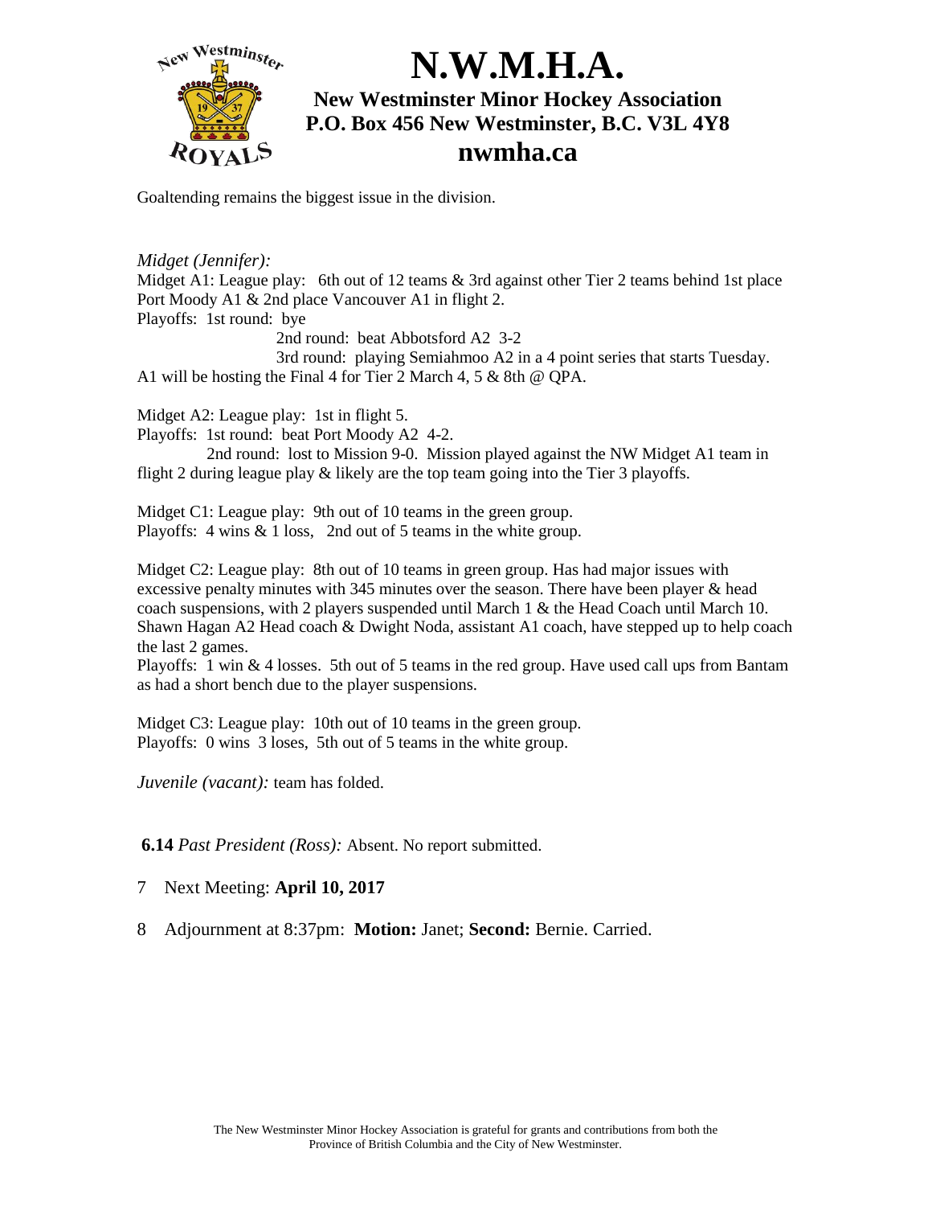Goaltending remains the biggest issue in the division.

*Midget (Jennifer):*

Midget A1: League play: 6th out of 12 teams & 3rd against other Tier 2 teams behind 1st place Port Moody A1 & 2nd place Vancouver A1 in flight 2.

Playoffs: 1st round: bye

2nd round: beat Abbotsford A2 3-2

3rd round: playing Semiahmoo A2 in a 4 point series that starts Tuesday.

A1 will be hosting the Final 4 for Tier 2 March 4, 5 & 8th @ QPA.

Midget A2: League play: 1st in flight 5.

Playoffs: 1st round: beat Port Moody A2 4-2.

2nd round: lost to Mission 9-0. Mission played against the NW Midget A1 team in flight 2 during league play & likely are the top team going into the Tier 3 playoffs.

Midget C1: League play: 9th out of 10 teams in the green group.

Playoffs: 4 wins & 1 loss, 2nd out of 5 teams in the white group.

Midget C2: League play: 8th out of 10 teams in green group. Has had major issues with excessive penalty minutes with 345 minutes over the season. There have been player & head coach suspensions, with 2 players suspended until March 1 & the Head Coach until March 10. Shawn Hagan A2 Head coach & Dwight Noda, assistant A1 coach, have stepped up to help coach the last 2 games.

Playoffs: 1 win & 4 losses. 5th out of 5 teams in the red group. Have used call ups from Bantam as had a short bench due to the player suspensions.

Midget C3: League play: 10th out of 10 teams in the green group.

Playoffs: 0 wins 3 loses, 5th out of 5 teams in the white group.

*Juvenile (vacant):* team has folded.

**6.14** *Past President (Ross):* Absent. No report submitted.

7 Next Meeting: **April 10, 2017**

8 Adjournment at 8:37pm: **Motion:** Janet; **Second:** Bernie. Carried.

The New Westminster Minor Hockey Association is grateful for grants and contributions from both the Province of British Columbia and the City of New Westminster.